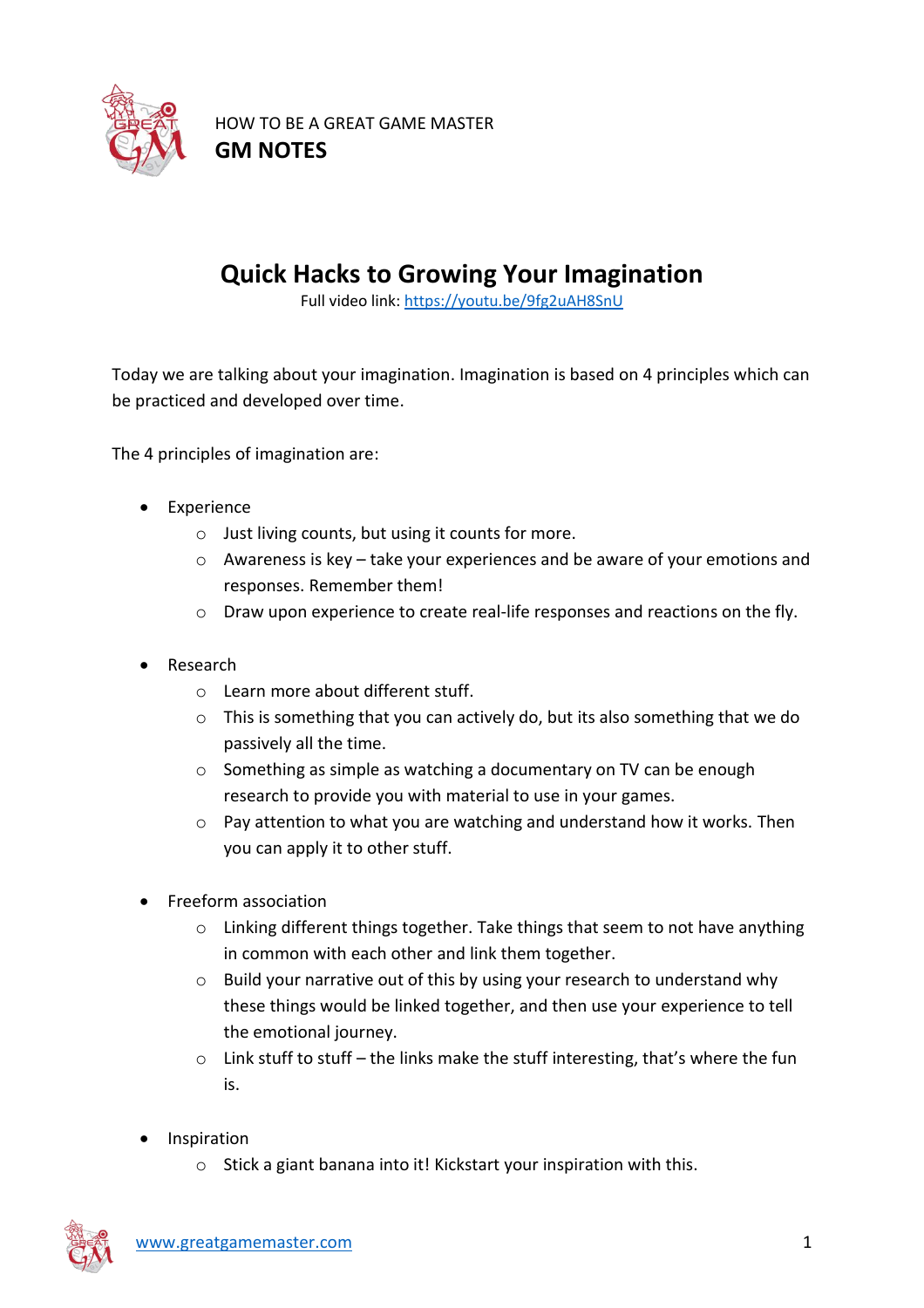HOW TO BE A GREAT GAME MASTER

**GM NOTES**

# Quick Hacks to Growing Your Imagination

Full video link: https://youtu.be/9fg2uAH8SnU

Today we are talking about your imagination. Imagination is based on 4 principles which can be practiced and developed over time.

The 4 principles of imagination are:

- Experience
  - Just living counts, but using it counts for more.
  - Awareness is key – take your experiences and be aware of your emotions and responses. Remember them!
  - Draw upon experience to create real-life responses and reactions on the fly.

- Research
  - Learn more about different stuff.
  - This is something that you can actively do, but its also something that we do passively all the time.
  - Something as simple as watching a documentary on TV can be enough research to provide you with material to use in your games.
  - Pay attention to what you are watching and understand how it works. Then you can apply it to other stuff.

- Freeform association
  - Linking different things together. Take things that seem to not have anything in common with each other and link them together.
  - Build your narrative out of this by using your research to understand why these things would be linked together, and then use your experience to tell the emotional journey.
  - Link stuff to stuff – the links make the stuff interesting, that's where the fun is.

- Inspiration
  - Stick a giant banana into it! Kickstart your inspiration with this.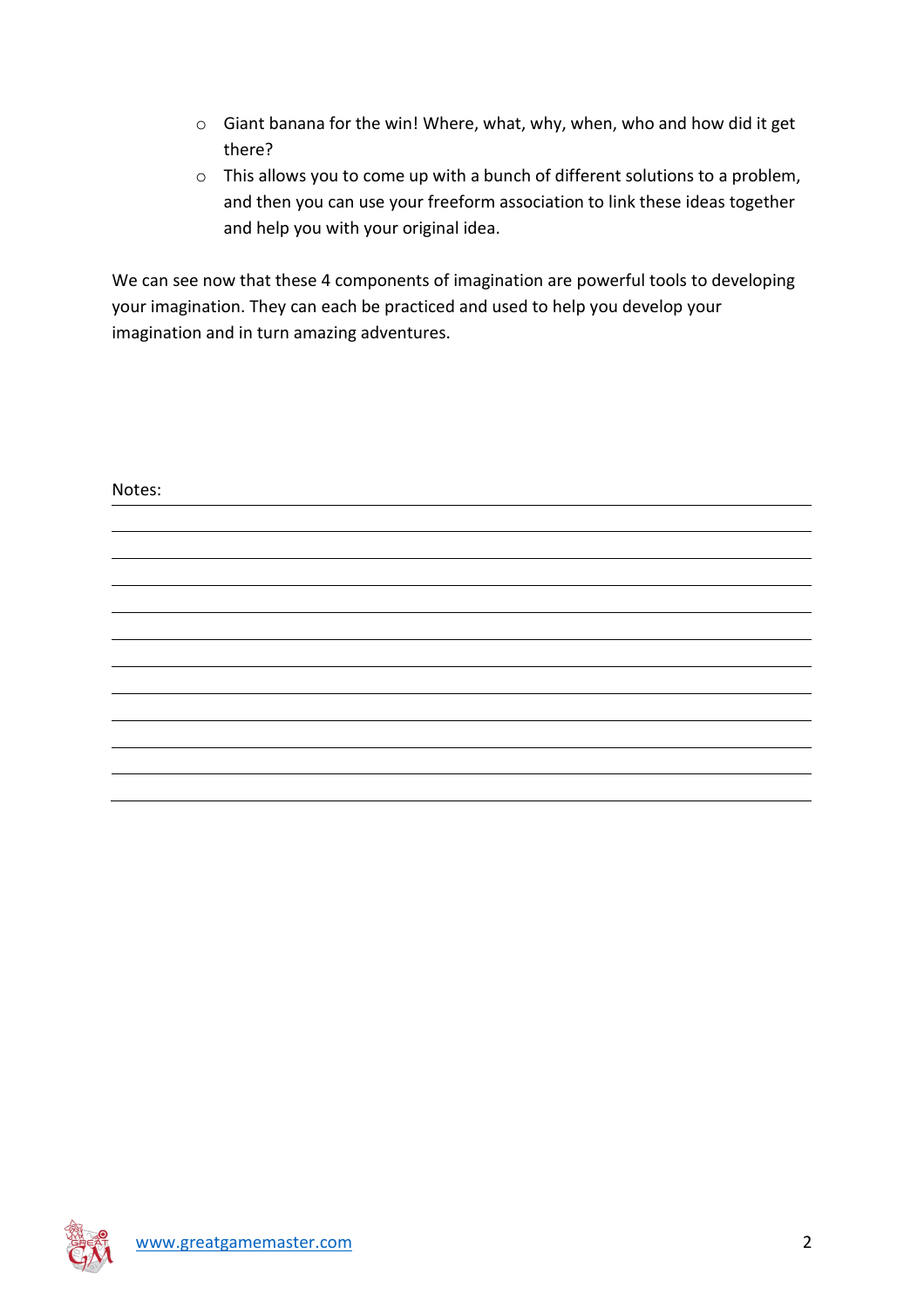- Giant banana for the win! Where, what, why, when, who and how did it get there?
- This allows you to come up with a bunch of different solutions to a problem, and then you can use your freeform association to link these ideas together and help you with your original idea.

We can see now that these 4 components of imagination are powerful tools to developing your imagination. They can each be practiced and used to help you develop your imagination and in turn amazing adventures.

Notes: